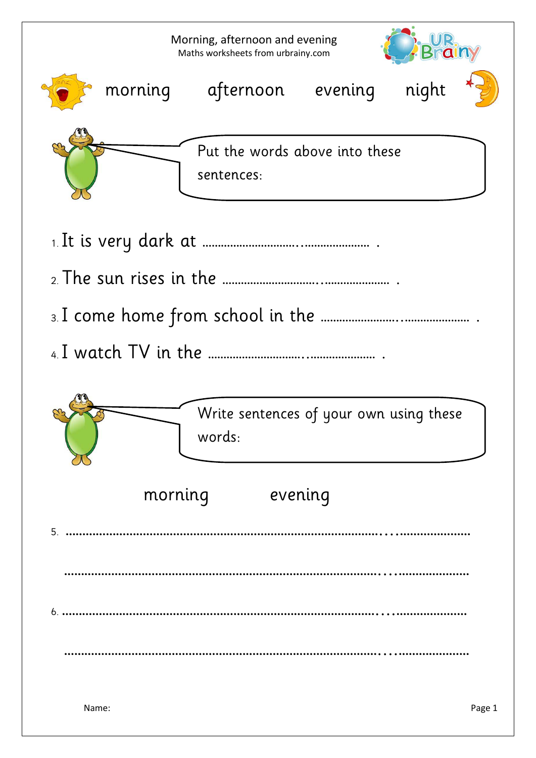# Morning, afternoon and evening

Maths worksheets from urbrainy.com

morning afternoon evening night

Put the words above into these sentences:

1. It is very dark at ……………………….………………… .
2. The sun rises in the ……………………….………………… .
3. I come home from school in the ……………………….………………… .
4. I watch TV in the ……………………….………………… .

Write sentences of your own using these words:

morning evening

5. ……………………………………………………………………………………………………

……………………………………………………………………………………………………

6. ……………………………………………………………………………………………………

……………………………………………………………………………………………………

Name: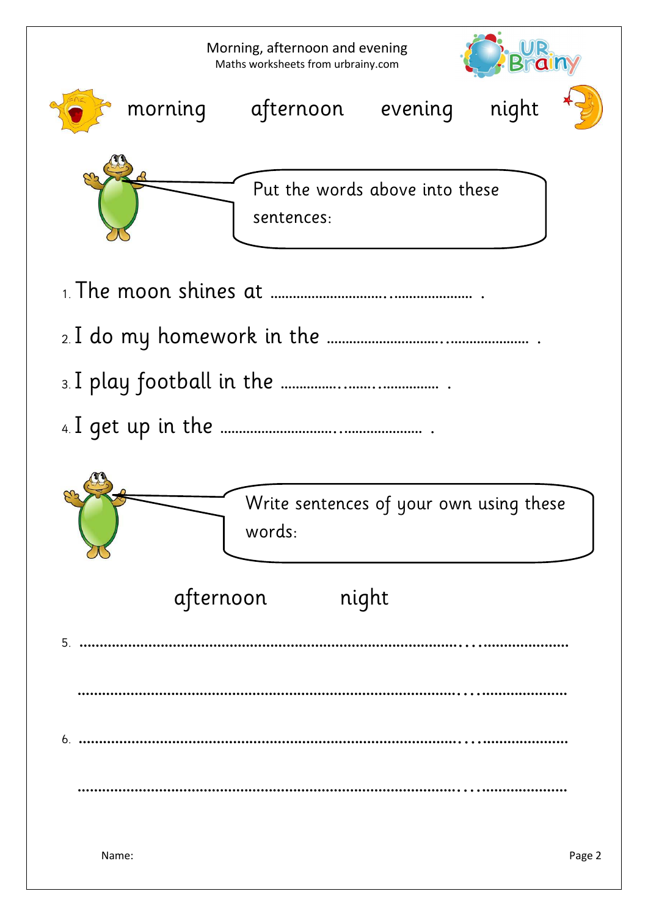# Morning, afternoon and evening

Maths worksheets from urbrainy.com

morning afternoon evening night

Put the words above into these sentences:

1. The moon shines at ………………………………………………… .
2. I do my homework in the ………………………………………………… .
3. I play football in the …………………………………… .
4. I get up in the ………………………………………………… .

Write sentences of your own using these words:

afternoon night

5. ……………………………………………………………………………………………………………

……………………………………………………………………………………………………………

6. ……………………………………………………………………………………………………………

……………………………………………………………………………………………………………

Name: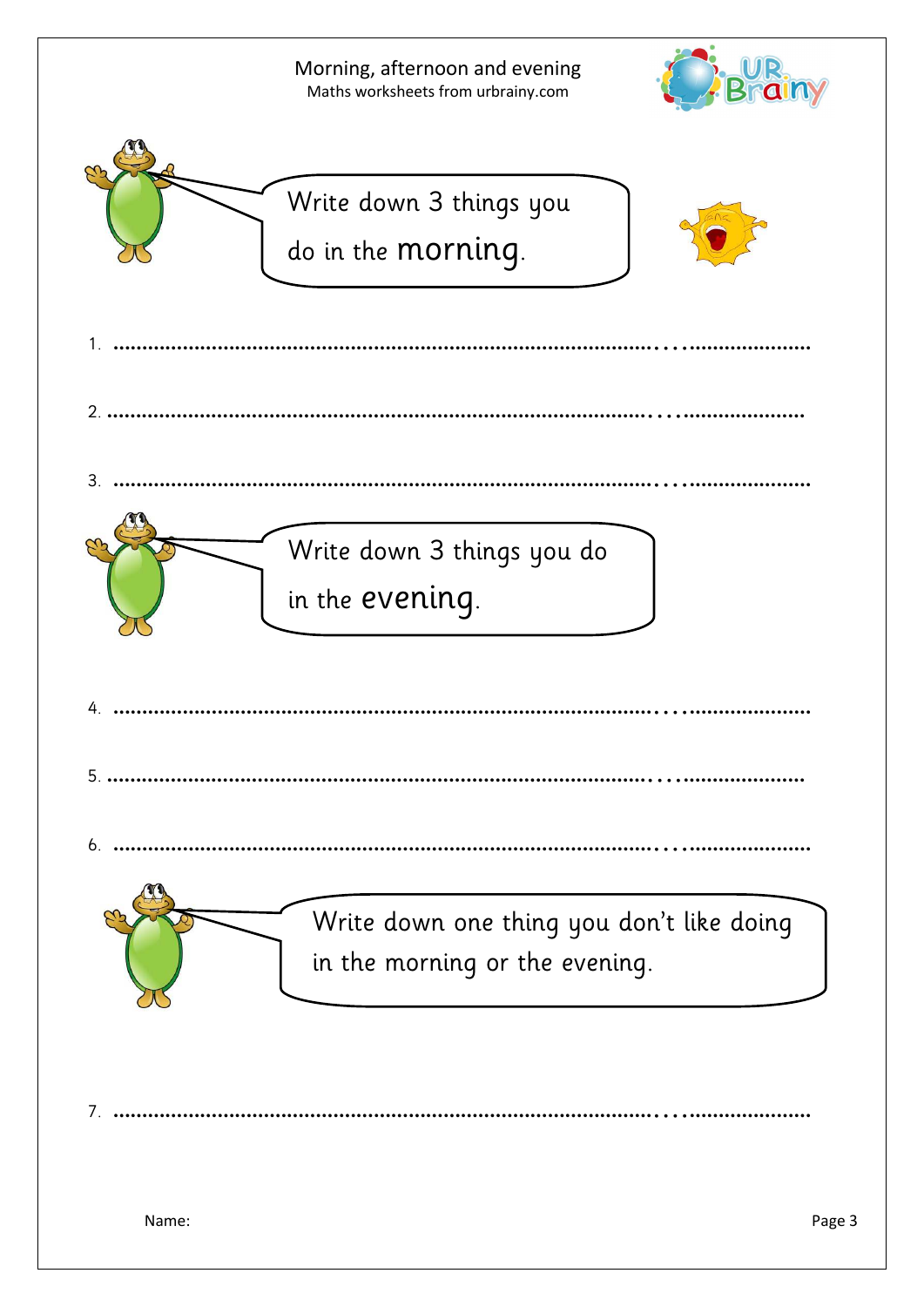Write down 3 things you do in the **morning**.

1. ..............................................................................................................

2. ..............................................................................................................

3. ..............................................................................................................

Write down 3 things you do in the **evening**.

4. ..............................................................................................................

5. ..............................................................................................................

6. ..............................................................................................................

Write down one thing you don't like doing in the morning or the evening.

7. ..............................................................................................................

Name: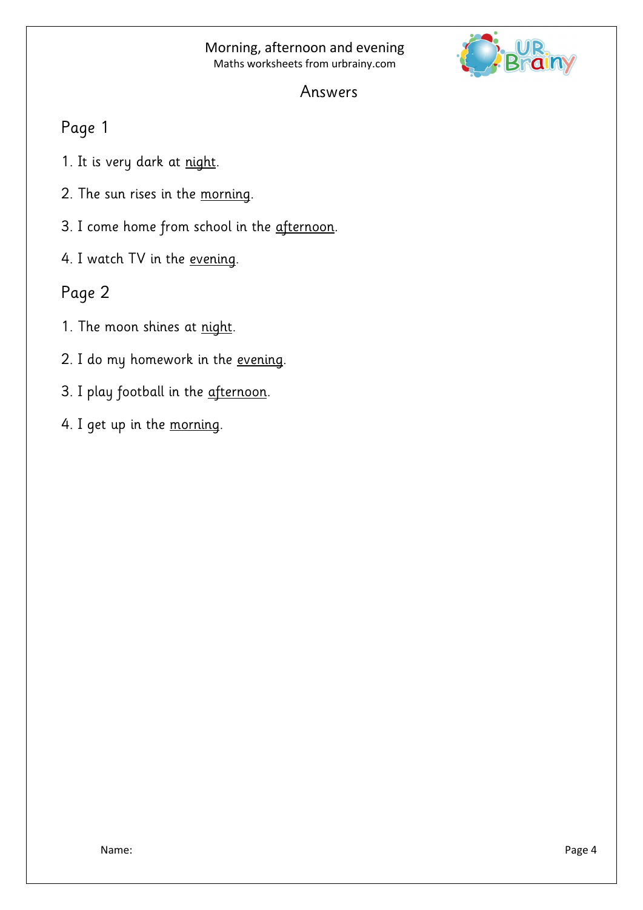Morning, afternoon and evening
Maths worksheets from urbrainy.com

# Answers

## Page 1

1. It is very dark at <u>night</u>.
2. The sun rises in the <u>morning</u>.
3. I come home from school in the <u>afternoon</u>.
4. I watch TV in the <u>evening</u>.

## Page 2

1. The moon shines at <u>night</u>.
2. I do my homework in the <u>evening</u>.
3. I play football in the <u>afternoon</u>.
4. I get up in the <u>morning</u>.

Name: